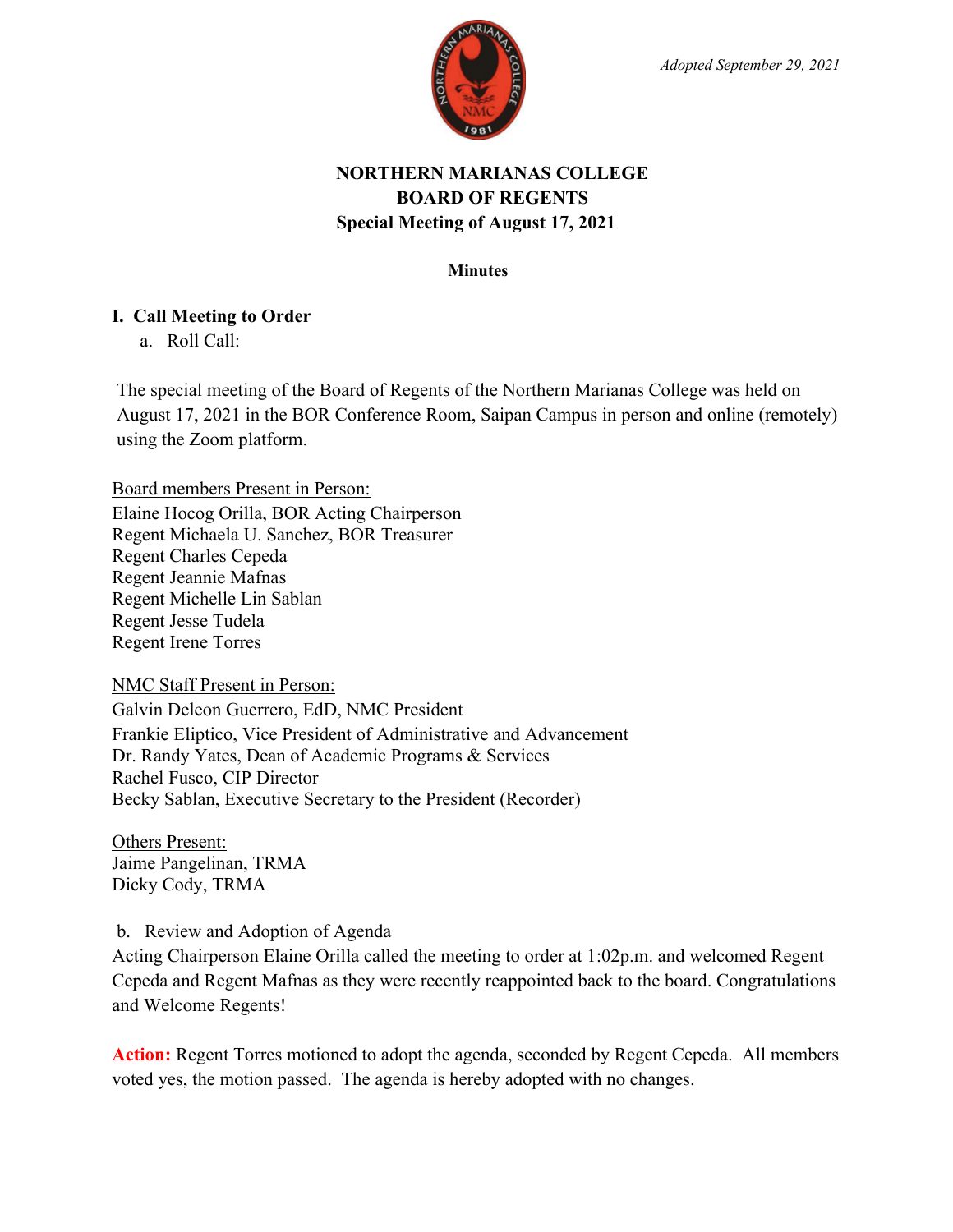*Adopted September 29, 2021*

# NORTHERN MARIANAS COLLEGE
# BOARD OF REGENTS
## Special Meeting of August 17, 2021

**Minutes**

## I. Call Meeting to Order

a. Roll Call:

The special meeting of the Board of Regents of the Northern Marianas College was held on August 17, 2021 in the BOR Conference Room, Saipan Campus in person and online (remotely) using the Zoom platform.

Board members Present in Person:
Elaine Hocog Orilla, BOR Acting Chairperson
Regent Michaela U. Sanchez, BOR Treasurer
Regent Charles Cepeda
Regent Jeannie Mafnas
Regent Michelle Lin Sablan
Regent Jesse Tudela
Regent Irene Torres

NMC Staff Present in Person:
Galvin Deleon Guerrero, EdD, NMC President
Frankie Eliptico, Vice President of Administrative and Advancement
Dr. Randy Yates, Dean of Academic Programs & Services
Rachel Fusco, CIP Director
Becky Sablan, Executive Secretary to the President (Recorder)

Others Present:
Jaime Pangelinan, TRMA
Dicky Cody, TRMA

b. Review and Adoption of Agenda

Acting Chairperson Elaine Orilla called the meeting to order at 1:02p.m. and welcomed Regent Cepeda and Regent Mafnas as they were recently reappointed back to the board. Congratulations and Welcome Regents!

**Action:** Regent Torres motioned to adopt the agenda, seconded by Regent Cepeda. All members voted yes, the motion passed. The agenda is hereby adopted with no changes.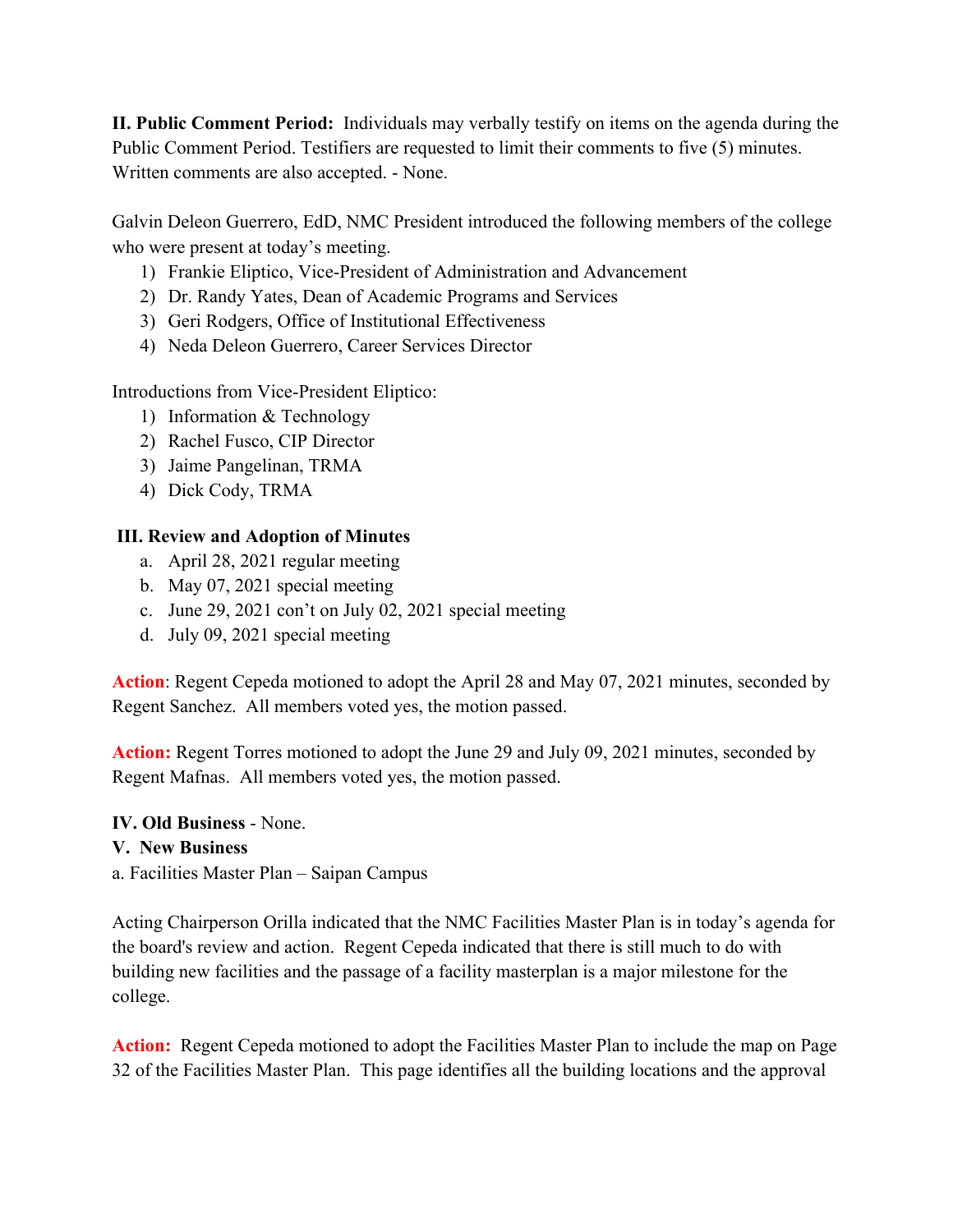**II. Public Comment Period:** Individuals may verbally testify on items on the agenda during the Public Comment Period. Testifiers are requested to limit their comments to five (5) minutes. Written comments are also accepted. - None.

Galvin Deleon Guerrero, EdD, NMC President introduced the following members of the college who were present at today's meeting.

1) Frankie Eliptico, Vice-President of Administration and Advancement
2) Dr. Randy Yates, Dean of Academic Programs and Services
3) Geri Rodgers, Office of Institutional Effectiveness
4) Neda Deleon Guerrero, Career Services Director

Introductions from Vice-President Eliptico:

1) Information & Technology
2) Rachel Fusco, CIP Director
3) Jaime Pangelinan, TRMA
4) Dick Cody, TRMA

**III. Review and Adoption of Minutes**

a. April 28, 2021 regular meeting
b. May 07, 2021 special meeting
c. June 29, 2021 con't on July 02, 2021 special meeting
d. July 09, 2021 special meeting

**Action**: Regent Cepeda motioned to adopt the April 28 and May 07, 2021 minutes, seconded by Regent Sanchez. All members voted yes, the motion passed.

**Action:** Regent Torres motioned to adopt the June 29 and July 09, 2021 minutes, seconded by Regent Mafnas. All members voted yes, the motion passed.

**IV. Old Business** - None.

**V. New Business**

a. Facilities Master Plan – Saipan Campus

Acting Chairperson Orilla indicated that the NMC Facilities Master Plan is in today's agenda for the board's review and action. Regent Cepeda indicated that there is still much to do with building new facilities and the passage of a facility masterplan is a major milestone for the college.

**Action:** Regent Cepeda motioned to adopt the Facilities Master Plan to include the map on Page 32 of the Facilities Master Plan. This page identifies all the building locations and the approval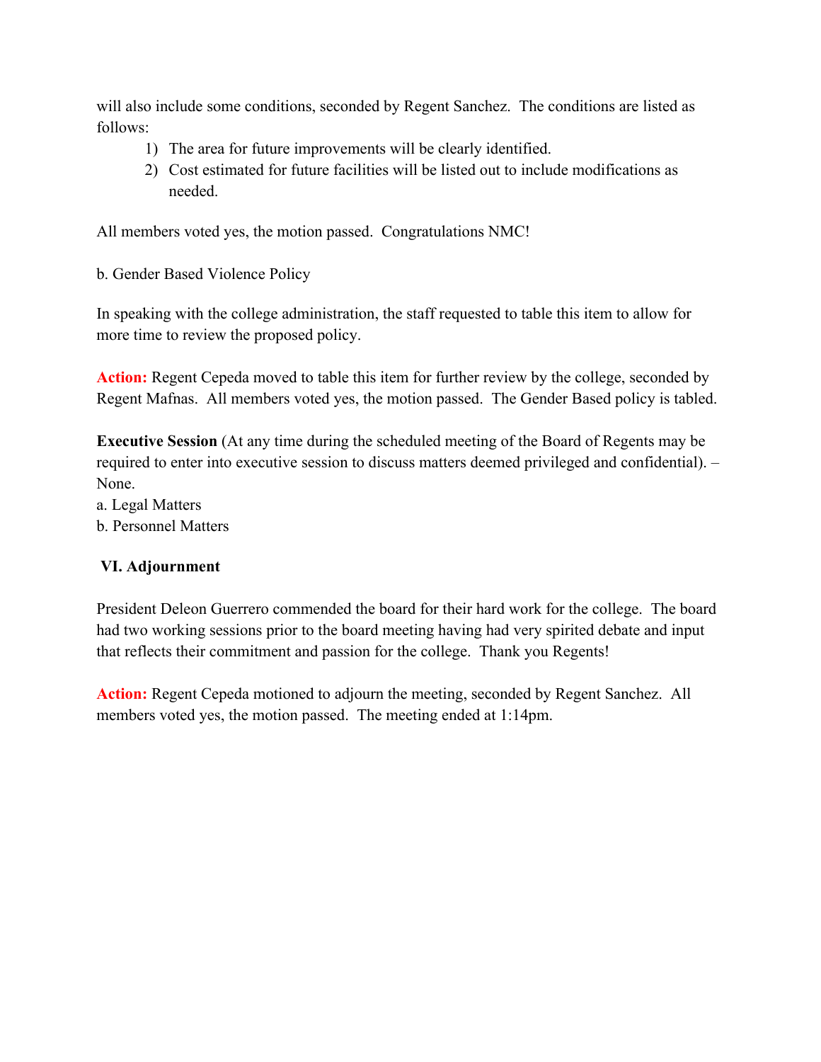will also include some conditions, seconded by Regent Sanchez. The conditions are listed as follows:

1) The area for future improvements will be clearly identified.
2) Cost estimated for future facilities will be listed out to include modifications as needed.

All members voted yes, the motion passed. Congratulations NMC!

b. Gender Based Violence Policy

In speaking with the college administration, the staff requested to table this item to allow for more time to review the proposed policy.

**Action:** Regent Cepeda moved to table this item for further review by the college, seconded by Regent Mafnas. All members voted yes, the motion passed. The Gender Based policy is tabled.

**Executive Session** (At any time during the scheduled meeting of the Board of Regents may be required to enter into executive session to discuss matters deemed privileged and confidential). – None.

a. Legal Matters
b. Personnel Matters

**VI. Adjournment**

President Deleon Guerrero commended the board for their hard work for the college. The board had two working sessions prior to the board meeting having had very spirited debate and input that reflects their commitment and passion for the college. Thank you Regents!

**Action:** Regent Cepeda motioned to adjourn the meeting, seconded by Regent Sanchez. All members voted yes, the motion passed. The meeting ended at 1:14pm.